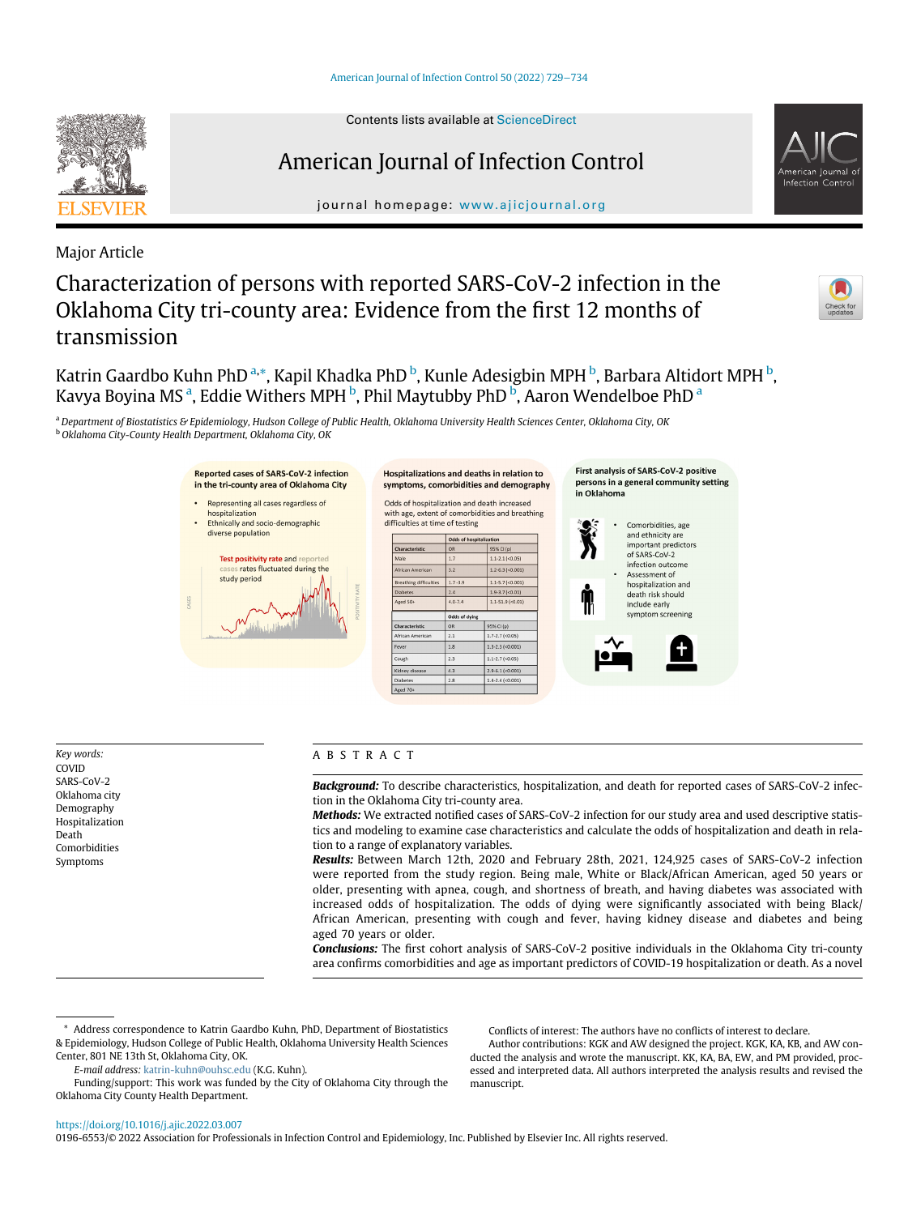Contents lists available at ScienceDirect

American Journal of Infection Control

journal homepage: www.ajicjournal.org

Major Article

# Characterization of persons with reported SARS-CoV-2 infection in the Oklahoma City tri-county area: Evidence from the first 12 months of transmission

Katrin Gaardbo Kuhn PhD [a,*], Kapil Khadka PhD [b], Kunle Adesigbin MPH [b], Barbara Altidort MPH [b], Kavya Boyina MS [a], Eddie Withers MPH [b], Phil Maytubby PhD [b], Aaron Wendelboe PhD [a]

[a] Department of Biostatistics & Epidemiology, Hudson College of Public Health, Oklahoma University Health Sciences Center, Oklahoma City, OK

[b] Oklahoma City-County Health Department, Oklahoma City, OK

Reported cases of SARS-CoV-2 infection in the tri-county area of Oklahoma City

- Representing all cases regardless of hospitalization
- Ethnically and socio-demographic diverse population

Test positivity rate and reported cases rates fluctuated during the study period

Hospitalizations and deaths in relation to symptoms, comorbidities and demography

Odds of hospitalization and death increased with age, extent of comorbidities and breathing difficulties at time of testing

| Characteristic | Odds of hospitalization OR | 95% CI (p) |
|---|---|---|
| Male | 1.7 | 1.1-2.1 (<0.05) |
| African American | 3.2 | 1.2-6.3 (<0.001) |
| Breathing difficulties | 1.7-3.9 | 1.1-5.7 (<0.001) |
| Diabetes | 2.4 | 1.9-3.7 (<0.01) |
| Aged 50+ | 4.0-7.4 | 1.1-51.9 (<0.01) |

| Characteristic | Odds of dying OR | 95% CI (p) |
|---|---|---|
| African American | 2.1 | 1.7-2.7 (<0.05) |
| Fever | 1.8 | 1.3-2.3 (<0.001) |
| Cough | 2.3 | 1.1-2.7 (<0.05) |
| Kidney disease | 4.3 | 2.9-6.1 (<0.001) |
| Diabetes | 2.8 | 1.4-2.4 (<0.001) |
| Aged 70+ | | |

First analysis of SARS-CoV-2 positive persons in a general community setting in Oklahoma

- Comorbidities, age and ethnicity are important predictors of SARS-CoV-2 infection outcome
- Assessment of hospitalization and death risk should include early symptom screening

*Key words:*
COVID
SARS-CoV-2
Oklahoma city
Demography
Hospitalization
Death
Comorbidities
Symptoms

## ABSTRACT

***Background:*** To describe characteristics, hospitalization, and death for reported cases of SARS-CoV-2 infection in the Oklahoma City tri-county area.

***Methods:*** We extracted notified cases of SARS-CoV-2 infection for our study area and used descriptive statistics and modeling to examine case characteristics and calculate the odds of hospitalization and death in relation to a range of explanatory variables.

***Results:*** Between March 12th, 2020 and February 28th, 2021, 124,925 cases of SARS-CoV-2 infection were reported from the study region. Being male, White or Black/African American, aged 50 years or older, presenting with apnea, cough, and shortness of breath, and having diabetes was associated with increased odds of hospitalization. The odds of dying were significantly associated with being Black/African American, presenting with cough and fever, having kidney disease and diabetes and being aged 70 years or older.

***Conclusions:*** The first cohort analysis of SARS-CoV-2 positive individuals in the Oklahoma City tri-county area confirms comorbidities and age as important predictors of COVID-19 hospitalization or death. As a novel

\* Address correspondence to Katrin Gaardbo Kuhn, PhD, Department of Biostatistics & Epidemiology, Hudson College of Public Health, Oklahoma University Health Sciences Center, 801 NE 13th St, Oklahoma City, OK.

*E-mail address:* katrin-kuhn@ouhsc.edu (K.G. Kuhn).

Funding/support: This work was funded by the City of Oklahoma City through the Oklahoma City County Health Department.

Conflicts of interest: The authors have no conflicts of interest to declare.

Author contributions: KGK and AW designed the project. KGK, KA, KB, and AW conducted the analysis and wrote the manuscript. KK, KA, BA, EW, and PM provided, processed and interpreted data. All authors interpreted the analysis results and revised the manuscript.

https://doi.org/10.1016/j.ajic.2022.03.007

0196-6553/© 2022 Association for Professionals in Infection Control and Epidemiology, Inc. Published by Elsevier Inc. All rights reserved.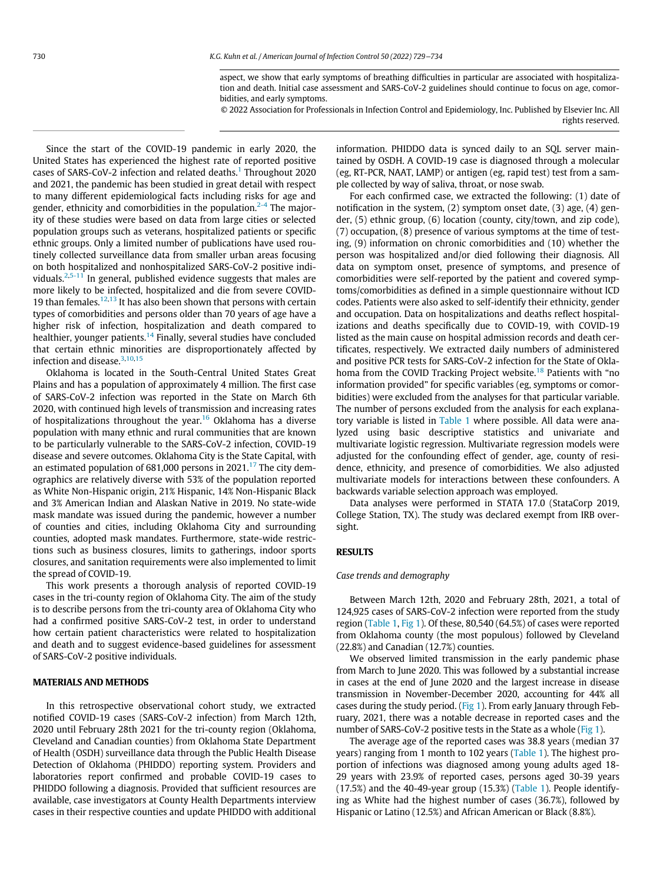aspect, we show that early symptoms of breathing difficulties in particular are associated with hospitalization and death. Initial case assessment and SARS-CoV-2 guidelines should continue to focus on age, comorbidities, and early symptoms.

© 2022 Association for Professionals in Infection Control and Epidemiology, Inc. Published by Elsevier Inc. All rights reserved.

Since the start of the COVID-19 pandemic in early 2020, the United States has experienced the highest rate of reported positive cases of SARS-CoV-2 infection and related deaths.[1] Throughout 2020 and 2021, the pandemic has been studied in great detail with respect to many different epidemiological facts including risks for age and gender, ethnicity and comorbidities in the population.[2-4] The majority of these studies were based on data from large cities or selected population groups such as veterans, hospitalized patients or specific ethnic groups. Only a limited number of publications have used routinely collected surveillance data from smaller urban areas focusing on both hospitalized and nonhospitalized SARS-CoV-2 positive individuals.[2,5-11] In general, published evidence suggests that males are more likely to be infected, hospitalized and die from severe COVID-19 than females.[12,13] It has also been shown that persons with certain types of comorbidities and persons older than 70 years of age have a higher risk of infection, hospitalization and death compared to healthier, younger patients.[14] Finally, several studies have concluded that certain ethnic minorities are disproportionately affected by infection and disease.[3,10,15]

Oklahoma is located in the South-Central United States Great Plains and has a population of approximately 4 million. The first case of SARS-CoV-2 infection was reported in the State on March 6th 2020, with continued high levels of transmission and increasing rates of hospitalizations throughout the year.[16] Oklahoma has a diverse population with many ethnic and rural communities that are known to be particularly vulnerable to the SARS-CoV-2 infection, COVID-19 disease and severe outcomes. Oklahoma City is the State Capital, with an estimated population of 681,000 persons in 2021.[17] The city demographics are relatively diverse with 53% of the population reported as White Non-Hispanic origin, 21% Hispanic, 14% Non-Hispanic Black and 3% American Indian and Alaskan Native in 2019. No state-wide mask mandate was issued during the pandemic, however a number of counties and cities, including Oklahoma City and surrounding counties, adopted mask mandates. Furthermore, state-wide restrictions such as business closures, limits to gatherings, indoor sports closures, and sanitation requirements were also implemented to limit the spread of COVID-19.

This work presents a thorough analysis of reported COVID-19 cases in the tri-county region of Oklahoma City. The aim of the study is to describe persons from the tri-county area of Oklahoma City who had a confirmed positive SARS-CoV-2 test, in order to understand how certain patient characteristics were related to hospitalization and death and to suggest evidence-based guidelines for assessment of SARS-CoV-2 positive individuals.

## MATERIALS AND METHODS

In this retrospective observational cohort study, we extracted notified COVID-19 cases (SARS-CoV-2 infection) from March 12th, 2020 until February 28th 2021 for the tri-county region (Oklahoma, Cleveland and Canadian counties) from Oklahoma State Department of Health (OSDH) surveillance data through the Public Health Disease Detection of Oklahoma (PHIDDO) reporting system. Providers and laboratories report confirmed and probable COVID-19 cases to PHIDDO following a diagnosis. Provided that sufficient resources are available, case investigators at County Health Departments interview cases in their respective counties and update PHIDDO with additional information. PHIDDO data is synced daily to an SQL server maintained by OSDH. A COVID-19 case is diagnosed through a molecular (eg, RT-PCR, NAAT, LAMP) or antigen (eg, rapid test) test from a sample collected by way of saliva, throat, or nose swab.

For each confirmed case, we extracted the following: (1) date of notification in the system, (2) symptom onset date, (3) age, (4) gender, (5) ethnic group, (6) location (county, city/town, and zip code), (7) occupation, (8) presence of various symptoms at the time of testing, (9) information on chronic comorbidities and (10) whether the person was hospitalized and/or died following their diagnosis. All data on symptom onset, presence of symptoms, and presence of comorbidities were self-reported by the patient and covered symptoms/comorbidities as defined in a simple questionnaire without ICD codes. Patients were also asked to self-identify their ethnicity, gender and occupation. Data on hospitalizations and deaths reflect hospitalizations and deaths specifically due to COVID-19, with COVID-19 listed as the main cause on hospital admission records and death certificates, respectively. We extracted daily numbers of administered and positive PCR tests for SARS-CoV-2 infection for the State of Oklahoma from the COVID Tracking Project website.[18] Patients with "no information provided" for specific variables (eg, symptoms or comorbidities) were excluded from the analyses for that particular variable. The number of persons excluded from the analysis for each explanatory variable is listed in Table 1 where possible. All data were analyzed using basic descriptive statistics and univariate and multivariate logistic regression. Multivariate regression models were adjusted for the confounding effect of gender, age, county of residence, ethnicity, and presence of comorbidities. We also adjusted multivariate models for interactions between these confounders. A backwards variable selection approach was employed.

Data analyses were performed in STATA 17.0 (StataCorp 2019, College Station, TX). The study was declared exempt from IRB oversight.

## RESULTS

### *Case trends and demography*

Between March 12th, 2020 and February 28th, 2021, a total of 124,925 cases of SARS-CoV-2 infection were reported from the study region (Table 1, Fig 1). Of these, 80,540 (64.5%) of cases were reported from Oklahoma county (the most populous) followed by Cleveland (22.8%) and Canadian (12.7%) counties.

We observed limited transmission in the early pandemic phase from March to June 2020. This was followed by a substantial increase in cases at the end of June 2020 and the largest increase in disease transmission in November-December 2020, accounting for 44% all cases during the study period. (Fig 1). From early January through February, 2021, there was a notable decrease in reported cases and the number of SARS-CoV-2 positive tests in the State as a whole (Fig 1).

The average age of the reported cases was 38.8 years (median 37 years) ranging from 1 month to 102 years (Table 1). The highest proportion of infections was diagnosed among young adults aged 18-29 years with 23.9% of reported cases, persons aged 30-39 years (17.5%) and the 40-49-year group (15.3%) (Table 1). People identifying as White had the highest number of cases (36.7%), followed by Hispanic or Latino (12.5%) and African American or Black (8.8%).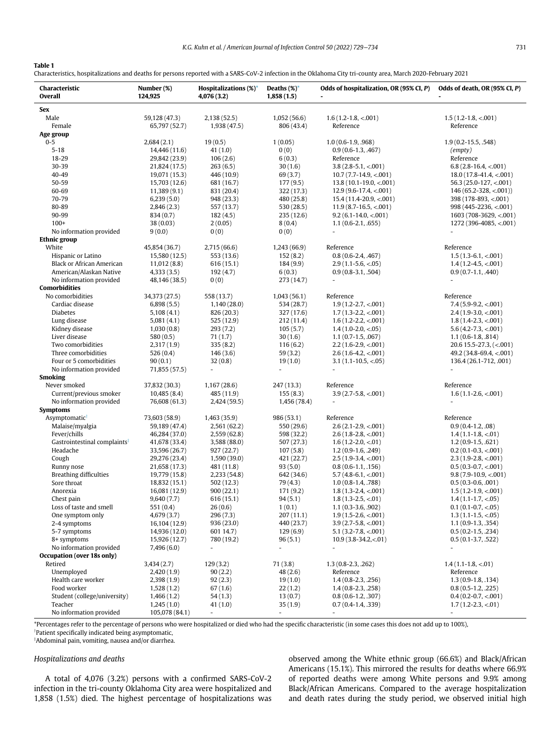**Table 1**

Characteristics, hospitalizations and deaths for persons reported with a SARS-CoV-2 infection in the Oklahoma City tri-county area, March 2020-February 2021

| Characteristic<br>Overall | Number (%)<br>124,925 | Hospitalizations (%)*<br>4,076 (3.2) | Deaths (%)*<br>1,858 (1.5) | Odds of hospitalization, OR (95% CI, P)<br>- | Odds of death, OR (95% CI, P)<br>- |
|---|---|---|---|---|---|
| **Sex** | | | | | |
| Male | 59,128 (47.3) | 2,138 (52.5) | 1,052 (56.6) | 1.6 (1.2-1.8, <.001) | 1.5 (1.2-1.8, <.001) |
| Female | 65,797 (52.7) | 1,938 (47.5) | 806 (43.4) | Reference | Reference |
| **Age group** | | | | | |
| 0-5 | 2,684 (2.1) | 19 (0.5) | 1 (0.05) | 1.0 (0.6-1.9, .968) | 1.9 (0.2-15.5, .548) |
| 5-18 | 14,446 (11.6) | 41 (1.0) | 0 (0) | 0.9 (0.6-1.3, .467) | *(empty)* |
| 18-29 | 29,842 (23.9) | 106 (2.6) | 6 (0.3) | Reference | Reference |
| 30-39 | 21,824 (17.5) | 263 (6.5) | 30 (1.6) | 3.8 (2.8-5.1, <.001) | 6.8 (2.8-16.4, <.001) |
| 40-49 | 19,071 (15.3) | 446 (10.9) | 69 (3.7) | 10.7 (7.7-14.9, <.001) | 18.0 (17.8-41.4, <.001) |
| 50-59 | 15,703 (12.6) | 681 (16.7) | 177 (9.5) | 13.8 (10.1-19.0, <.001) | 56.3 (25.0-127, <.001) |
| 60-69 | 11,389 (9.1) | 831 (20.4) | 322 (17.3) | 12.9 (9.6-17.4, <.001) | 146 (65.2-328, <.001)) |
| 70-79 | 6,239 (5.0) | 948 (23.3) | 480 (25.8) | 15.4 (11.4-20.9, <.001) | 398 (178-893, <.001) |
| 80-89 | 2,846 (2.3) | 557 (13.7) | 530 (28.5) | 11.9 (8.7-16.5, <.001) | 998 (445-2236, <.001) |
| 90-99 | 834 (0.7) | 182 (4.5) | 235 (12.6) | 9.2 (6.1-14.0, <.001) | 1603 (708-3629, <.001) |
| 100+ | 38 (0.03) | 2 (0.05) | 8 (0.4) | 1.1 (0.6-2.1, .655) | 1272 (396-4085, <.001) |
| No information provided | 9 (0.0) | 0 (0) | 0 (0) | - | - |
| **Ethnic group** | | | | | |
| White | 45,854 (36.7) | 2,715 (66.6) | 1,243 (66.9) | Reference | Reference |
| Hispanic or Latino | 15,580 (12.5) | 553 (13.6) | 152 (8.2) | 0.8 (0.6-2.4, .467) | 1.5 (1.3-6.1, <.001) |
| Black or African American | 11,012 (8.8) | 616 (15.1) | 184 (9.9) | 2.9 (1.1-5.6, <.05) | 1.4 (1.2-4.5, <.001) |
| American/Alaskan Native | 4,333 (3.5) | 192 (4.7) | 6 (0.3) | 0.9 (0.8-3.1, .504) | 0.9 (0.7-1.1, .440) |
| No information provided | 48,146 (38.5) | 0 (0) | 273 (14.7) | - | - |
| **Comorbidities** | | | | | |
| No comorbidities | 34,373 (27.5) | 558 (13.7) | 1,043 (56.1) | Reference | Reference |
| Cardiac disease | 6,898 (5.5) | 1,140 (28.0) | 534 (28.7) | 1.9 (1.2-2.7, <.001) | 7.4 (5.9-9.2, <.001) |
| Diabetes | 5,108 (4.1) | 826 (20.3) | 327 (17.6) | 1.7 (1.3-2.2, <.001) | 2.4 (1.9-3.0, <.001) |
| Lung disease | 5,081 (4.1) | 525 (12.9) | 212 (11.4) | 1.6 (1.2-2.2, <.001) | 1.8 (1.4-2.3, <.001) |
| Kidney disease | 1,030 (0.8) | 293 (7.2) | 105 (5.7) | 1.4 (1.0-2.0, <.05) | 5.6 (4.2-7.3, <.001) |
| Liver disease | 580 (0.5) | 71 (1.7) | 30 (1.6) | 1.1 (0.7-1.5, .067) | 1.1 (0.6-1.8, .814) |
| Two comorbidities | 2,317 (1.9) | 335 (8.2) | 116 (6.2) | 2.2 (1.6-2.9, <.001) | 20.6 15.5-27.3, (<.001) |
| Three comorbidities | 526 (0.4) | 146 (3.6) | 59 (3.2) | 2.6 (1.6-4.2, <.001) | 49.2 (34.8-69.4, <.001) |
| Four or 5 comorbidities | 90 (0.1) | 32 (0.8) | 19 (1.0) | 3.1 (1.1-10.5, <.05) | 136.4 (26.1-712, .001) |
| No information provided | 71,855 (57.5) | - | - | - | - |
| **Smoking** | | | | | |
| Never smoked | 37,832 (30.3) | 1,167 (28.6) | 247 (13.3) | Reference | Reference |
| Current/previous smoker | 10,485 (8.4) | 485 (11.9) | 155 (8.3) | 3.9 (2.7-5.8, <.001) | 1.6 (1.1-2.6, <.001) |
| No information provided | 76,608 (61.3) | 2,424 (59.5) | 1,456 (78.4) | - | - |
| **Symptoms** | | | | | |
| Asymptomatic[†] | 73,603 (58.9) | 1,463 (35.9) | 986 (53.1) | Reference | Reference |
| Malaise/myalgia | 59,189 (47.4) | 2,561 (62.2) | 550 (29.6) | 2.6 (2.1-2.9, <.001) | 0.9 (0.4-1.2, .08) |
| Fever/chills | 46,284 (37.0) | 2,559 (62.8) | 598 (32.2) | 2.6 (1.8-2.8, <.001) | 1.4 (1.1-1.8, <.01) |
| Gastrointestinal complaints[‡] | 41,678 (33.4) | 3,588 (88.0) | 507 (27.3) | 1.6 (1.2-2.0, <.01) | 1.2 (0.9-1.5, .621) |
| Headache | 33,596 (26.7) | 927 (22.7) | 107 (5.8) | 1.2 (0.9-1.6, .249) | 0.2 (0.1-0.3, <.001) |
| Cough | 29,276 (23.4) | 1,590 (39.0) | 421 (22.7) | 2.5 (1.9-3.4, <.001) | 2.3 (1.9-2.8, <.001) |
| Runny nose | 21,658 (17.3) | 481 (11.8) | 93 (5.0) | 0.8 (0.6-1.1, .156) | 0.5 (0.3-0.7, <.001) |
| Breathing difficulties | 19,779 (15.8) | 2,233 (54.8) | 642 (34.6) | 5.7 (4.8-6.1, <.001) | 9.8 (7.9-10.9, <.001) |
| Sore throat | 18,832 (15.1) | 502 (12.3) | 79 (4.3) | 1.0 (0.8-1.4, .788) | 0.5 (0.3-0.6, .001) |
| Anorexia | 16,081 (12.9) | 900 (22.1) | 171 (9.2) | 1.8 (1.3-2.4, <.001) | 1.5 (1.2-1.9, <.001) |
| Chest pain | 9,640 (7.7) | 616 (15.1) | 94 (5.1) | 1.8 (1.3-2.5, <.01) | 1.4 (1.1-1.7, <.05) |
| Loss of taste and smell | 551 (0.4) | 26 (0.6) | 1 (0.1) | 1.1 (0.3-3.6, .902) | 0.1 (0.1-0.7, <.05) |
| One symptom only | 4,679 (3.7) | 296 (7.3) | 207 (11.1) | 1.9 (1.5-2.6, <.001) | 1.3 (1.1-1.5, <.05) |
| 2-4 symptoms | 16,104 (12.9) | 936 (23.0) | 440 (23.7) | 3.9 (2.7-5.8, <.001) | 1.1 (0.9-1.3, .354) |
| 5-7 symptoms | 14,936 (12.0) | 601 14.7) | 129 (6.9) | 5.1 (3.2-7.8, <.001) | 0.5 (0.2-1.5, .234) |
| 8+ symptoms | 15,926 (12.7) | 780 (19.2) | 96 (5.1) | 10.9 (3.8-34.2,<.01) | 0.5 (0.1-3.7, .522) |
| No information provided | 7,496 (6.0) | - | - | - | - |
| **Occupation (over 18s only)** | | | | | |
| Retired | 3,434 (2.7) | 129 (3.2) | 71 (3.8) | 1.3 (0.8-2.3, .262) | 1.4 (1.1-1.8, <.01) |
| Unemployed | 2,420 (1.9) | 90 (2.2) | 48 (2.6) | Reference | Reference |
| Health care worker | 2,398 (1.9) | 92 (2.3) | 19 (1.0) | 1.4 (0.8-2.3, .256) | 1.3 (0.9-1.8, .134) |
| Food worker | 1,528 (1.2) | 67 (1.6) | 22 (1.2) | 1.4 (0.8-2.3, .258) | 0.8 (0.5-1.2, .225) |
| Student (college/university) | 1,466 (1.2) | 54 (1.3) | 13 (0.7) | 0.8 (0.6-1.2, .307) | 0.4 (0.2-0.7, <.001) |
| Teacher | 1,245 (1.0) | 41 (1.0) | 35 (1.9) | 0.7 (0.4-1.4, .339) | 1.7 (1.2-2.3, <.01) |
| No information provided | 105,078 (84.1) | - | - | - | - |

*Percentages refer to the percentage of persons who were hospitalized or died who had the specific characteristic (in some cases this does not add up to 100%),

[†]Patient specifically indicated being asymptomatic,

[‡]Abdominal pain, vomiting, nausea and/or diarrhea.

### *Hospitalizations and deaths*

A total of 4,076 (3.2%) persons with a confirmed SARS-CoV-2 infection in the tri-county Oklahoma City area were hospitalized and 1,858 (1.5%) died. The highest percentage of hospitalizations was observed among the White ethnic group (66.6%) and Black/African Americans (15.1%). This mirrored the results for deaths where 66.9% of reported deaths were among White persons and 9.9% among Black/African Americans. Compared to the average hospitalization and death rates during the study period, we observed initial high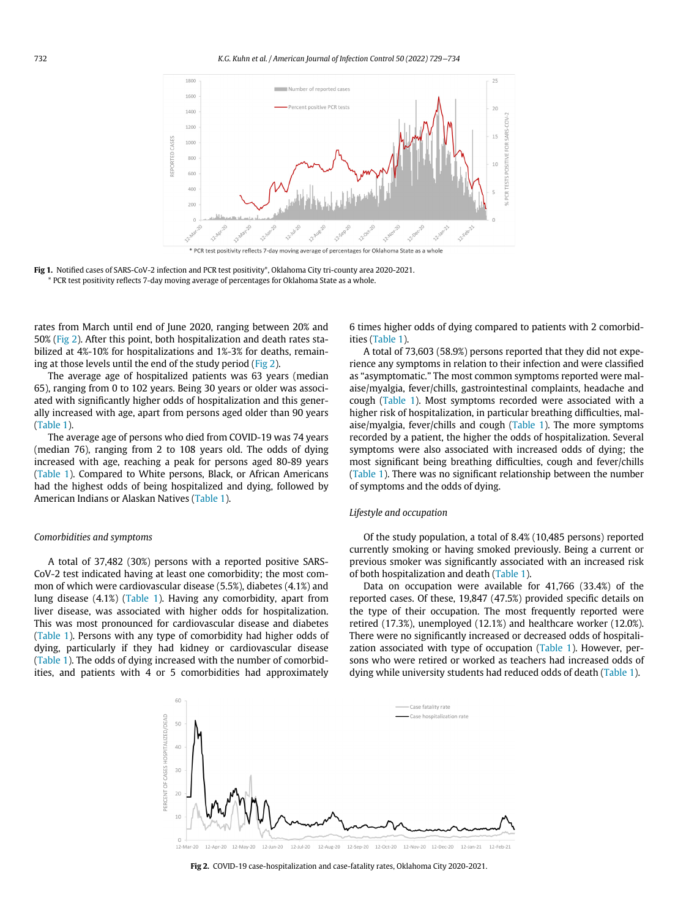Fig 1. Notified cases of SARS-CoV-2 infection and PCR test positivity*, Oklahoma City tri-county area 2020-2021.
* PCR test positivity reflects 7-day moving average of percentages for Oklahoma State as a whole.

rates from March until end of June 2020, ranging between 20% and 50% (Fig 2). After this point, both hospitalization and death rates stabilized at 4%-10% for hospitalizations and 1%-3% for deaths, remaining at those levels until the end of the study period (Fig 2).

The average age of hospitalized patients was 63 years (median 65), ranging from 0 to 102 years. Being 30 years or older was associated with significantly higher odds of hospitalization and this generally increased with age, apart from persons aged older than 90 years (Table 1).

The average age of persons who died from COVID-19 was 74 years (median 76), ranging from 2 to 108 years old. The odds of dying increased with age, reaching a peak for persons aged 80-89 years (Table 1). Compared to White persons, Black, or African Americans had the highest odds of being hospitalized and dying, followed by American Indians or Alaskan Natives (Table 1).

### *Comorbidities and symptoms*

A total of 37,482 (30%) persons with a reported positive SARS-CoV-2 test indicated having at least one comorbidity; the most common of which were cardiovascular disease (5.5%), diabetes (4.1%) and lung disease (4.1%) (Table 1). Having any comorbidity, apart from liver disease, was associated with higher odds for hospitalization. This was most pronounced for cardiovascular disease and diabetes (Table 1). Persons with any type of comorbidity had higher odds of dying, particularly if they had kidney or cardiovascular disease (Table 1). The odds of dying increased with the number of comorbidities, and patients with 4 or 5 comorbidities had approximately 6 times higher odds of dying compared to patients with 2 comorbidities (Table 1).

A total of 73,603 (58.9%) persons reported that they did not experience any symptoms in relation to their infection and were classified as "asymptomatic." The most common symptoms reported were malaise/myalgia, fever/chills, gastrointestinal complaints, headache and cough (Table 1). Most symptoms recorded were associated with a higher risk of hospitalization, in particular breathing difficulties, malaise/myalgia, fever/chills and cough (Table 1). The more symptoms recorded by a patient, the higher the odds of hospitalization. Several symptoms were also associated with increased odds of dying; the most significant being breathing difficulties, cough and fever/chills (Table 1). There was no significant relationship between the number of symptoms and the odds of dying.

### *Lifestyle and occupation*

Of the study population, a total of 8.4% (10,485 persons) reported currently smoking or having smoked previously. Being a current or previous smoker was significantly associated with an increased risk of both hospitalization and death (Table 1).

Data on occupation were available for 41,766 (33.4%) of the reported cases. Of these, 19,847 (47.5%) provided specific details on the type of their occupation. The most frequently reported were retired (17.3%), unemployed (12.1%) and healthcare worker (12.0%). There were no significantly increased or decreased odds of hospitalization associated with type of occupation (Table 1). However, persons who were retired or worked as teachers had increased odds of dying while university students had reduced odds of death (Table 1).

Fig 2. COVID-19 case-hospitalization and case-fatality rates, Oklahoma City 2020-2021.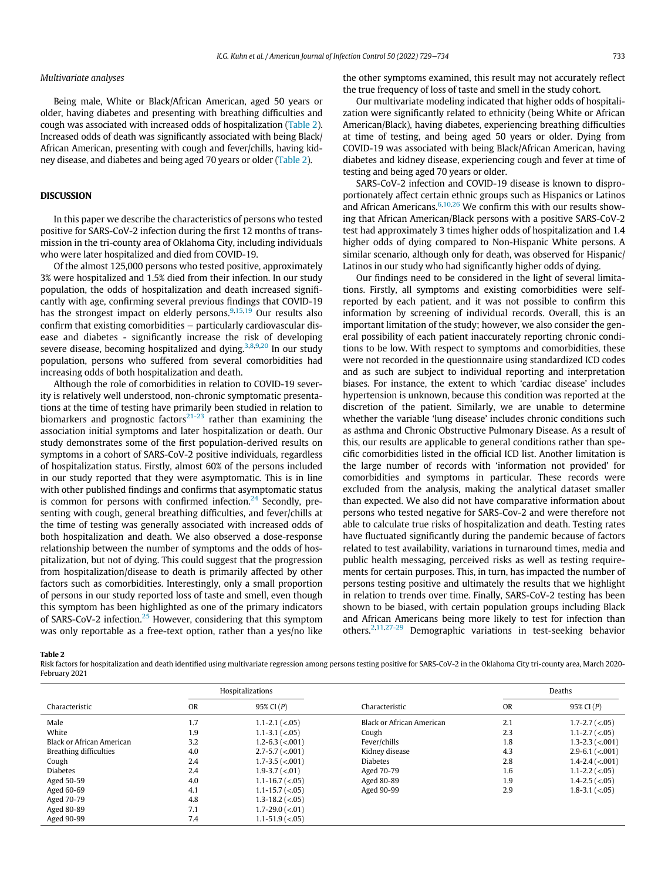### Multivariate analyses

Being male, White or Black/African American, aged 50 years or older, having diabetes and presenting with breathing difficulties and cough was associated with increased odds of hospitalization (Table 2). Increased odds of death was significantly associated with being Black/African American, presenting with cough and fever/chills, having kidney disease, and diabetes and being aged 70 years or older (Table 2).

## DISCUSSION

In this paper we describe the characteristics of persons who tested positive for SARS-CoV-2 infection during the first 12 months of transmission in the tri-county area of Oklahoma City, including individuals who were later hospitalized and died from COVID-19.

Of the almost 125,000 persons who tested positive, approximately 3% were hospitalized and 1.5% died from their infection. In our study population, the odds of hospitalization and death increased significantly with age, confirming several previous findings that COVID-19 has the strongest impact on elderly persons.[9,15,19] Our results also confirm that existing comorbidities − particularly cardiovascular disease and diabetes - significantly increase the risk of developing severe disease, becoming hospitalized and dying.[3,8,9,20] In our study population, persons who suffered from several comorbidities had increasing odds of both hospitalization and death.

Although the role of comorbidities in relation to COVID-19 severity is relatively well understood, non-chronic symptomatic presentations at the time of testing have primarily been studied in relation to biomarkers and prognostic factors[21-23] rather than examining the association initial symptoms and later hospitalization or death. Our study demonstrates some of the first population-derived results on symptoms in a cohort of SARS-CoV-2 positive individuals, regardless of hospitalization status. Firstly, almost 60% of the persons included in our study reported that they were asymptomatic. This is in line with other published findings and confirms that asymptomatic status is common for persons with confirmed infection.[24] Secondly, presenting with cough, general breathing difficulties, and fever/chills at the time of testing was generally associated with increased odds of both hospitalization and death. We also observed a dose-response relationship between the number of symptoms and the odds of hospitalization, but not of dying. This could suggest that the progression from hospitalization/disease to death is primarily affected by other factors such as comorbidities. Interestingly, only a small proportion of persons in our study reported loss of taste and smell, even though this symptom has been highlighted as one of the primary indicators of SARS-CoV-2 infection.[25] However, considering that this symptom was only reportable as a free-text option, rather than a yes/no like the other symptoms examined, this result may not accurately reflect the true frequency of loss of taste and smell in the study cohort.

Our multivariate modeling indicated that higher odds of hospitalization were significantly related to ethnicity (being White or African American/Black), having diabetes, experiencing breathing difficulties at time of testing, and being aged 50 years or older. Dying from COVID-19 was associated with being Black/African American, having diabetes and kidney disease, experiencing cough and fever at time of testing and being aged 70 years or older.

SARS-CoV-2 infection and COVID-19 disease is known to disproportionately affect certain ethnic groups such as Hispanics or Latinos and African Americans.[6,10,26] We confirm this with our results showing that African American/Black persons with a positive SARS-CoV-2 test had approximately 3 times higher odds of hospitalization and 1.4 higher odds of dying compared to Non-Hispanic White persons. A similar scenario, although only for death, was observed for Hispanic/Latinos in our study who had significantly higher odds of dying.

Our findings need to be considered in the light of several limitations. Firstly, all symptoms and existing comorbidities were self-reported by each patient, and it was not possible to confirm this information by screening of individual records. Overall, this is an important limitation of the study; however, we also consider the general possibility of each patient inaccurately reporting chronic conditions to be low. With respect to symptoms and comorbidities, these were not recorded in the questionnaire using standardized ICD codes and as such are subject to individual reporting and interpretation biases. For instance, the extent to which 'cardiac disease' includes hypertension is unknown, because this condition was reported at the discretion of the patient. Similarly, we are unable to determine whether the variable 'lung disease' includes chronic conditions such as asthma and Chronic Obstructive Pulmonary Disease. As a result of this, our results are applicable to general conditions rather than specific comorbidities listed in the official ICD list. Another limitation is the large number of records with 'information not provided' for comorbidities and symptoms in particular. These records were excluded from the analysis, making the analytical dataset smaller than expected. We also did not have comparative information about persons who tested negative for SARS-Cov-2 and were therefore not able to calculate true risks of hospitalization and death. Testing rates have fluctuated significantly during the pandemic because of factors related to test availability, variations in turnaround times, media and public health messaging, perceived risks as well as testing requirements for certain purposes. This, in turn, has impacted the number of persons testing positive and ultimately the results that we highlight in relation to trends over time. Finally, SARS-CoV-2 testing has been shown to be biased, with certain population groups including Black and African Americans being more likely to test for infection than others.[2,11,27-29] Demographic variations in test-seeking behavior

**Table 2**

Risk factors for hospitalization and death identified using multivariate regression among persons testing positive for SARS-CoV-2 in the Oklahoma City tri-county area, March 2020-February 2021

| Characteristic | Hospitalizations | | Characteristic | Deaths | |
|---|---|---|---|---|---|
| | OR | 95% CI (*P*) | | OR | 95% CI (*P*) |
| Male | 1.7 | 1.1-2.1 (<.05) | Black or African American | 2.1 | 1.7-2.7 (<.05) |
| White | 1.9 | 1.1-3.1 (<.05) | Cough | 2.3 | 1.1-2.7 (<.05) |
| Black or African American | 3.2 | 1.2-6.3 (<.001) | Fever/chills | 1.8 | 1.3-2.3 (<.001) |
| Breathing difficulties | 4.0 | 2.7-5.7 (<.001) | Kidney disease | 4.3 | 2.9-6.1 (<.001) |
| Cough | 2.4 | 1.7-3.5 (<.001) | Diabetes | 2.8 | 1.4-2.4 (<.001) |
| Diabetes | 2.4 | 1.9-3.7 (<.01) | Aged 70-79 | 1.6 | 1.1-2.2 (<.05) |
| Aged 50-59 | 4.0 | 1.1-16.7 (<.05) | Aged 80-89 | 1.9 | 1.4-2.5 (<.05) |
| Aged 60-69 | 4.1 | 1.1-15.7 (<.05) | Aged 90-99 | 2.9 | 1.8-3.1 (<.05) |
| Aged 70-79 | 4.8 | 1.3-18.2 (<.05) | | | |
| Aged 80-89 | 7.1 | 1.7-29.0 (<.01) | | | |
| Aged 90-99 | 7.4 | 1.1-51.9 (<.05) | | | |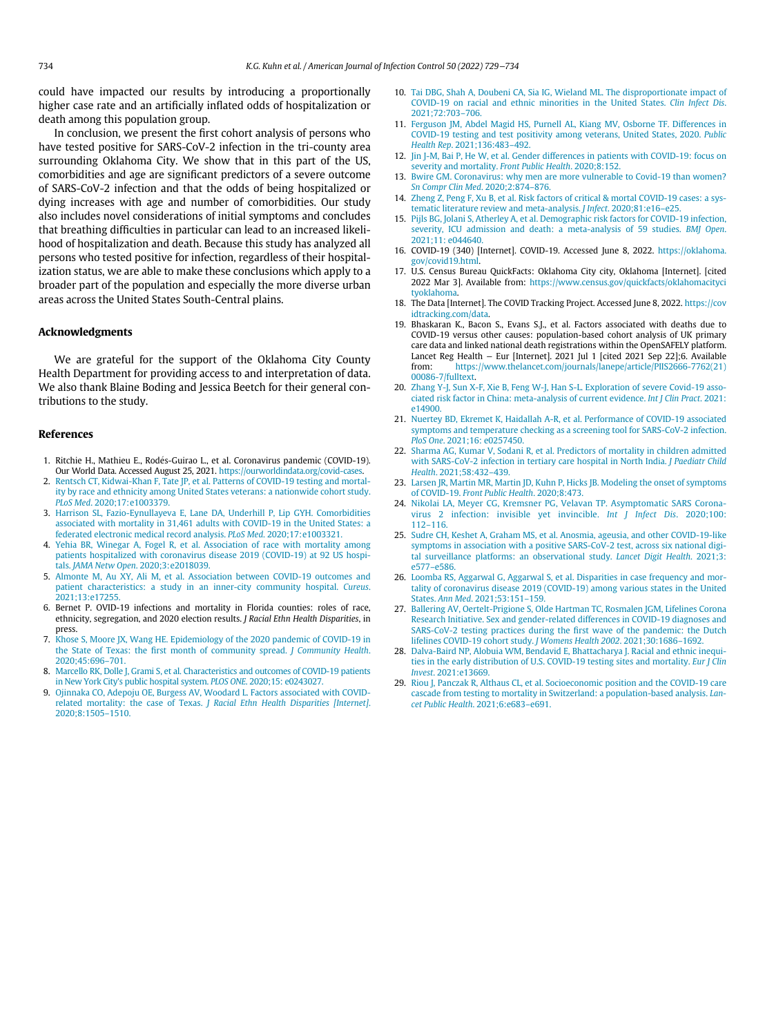could have impacted our results by introducing a proportionally higher case rate and an artificially inflated odds of hospitalization or death among this population group.

In conclusion, we present the first cohort analysis of persons who have tested positive for SARS-CoV-2 infection in the tri-county area surrounding Oklahoma City. We show that in this part of the US, comorbidities and age are significant predictors of a severe outcome of SARS-CoV-2 infection and that the odds of being hospitalized or dying increases with age and number of comorbidities. Our study also includes novel considerations of initial symptoms and concludes that breathing difficulties in particular can lead to an increased likelihood of hospitalization and death. Because this study has analyzed all persons who tested positive for infection, regardless of their hospitalization status, we are able to make these conclusions which apply to a broader part of the population and especially the more diverse urban areas across the United States South-Central plains.

## Acknowledgments

We are grateful for the support of the Oklahoma City County Health Department for providing access to and interpretation of data. We also thank Blaine Boding and Jessica Beetch for their general contributions to the study.

## References

1. Ritchie H., Mathieu E., Rodés-Guirao L., et al. Coronavirus pandemic (COVID-19). Our World Data. Accessed August 25, 2021. https://ourworldindata.org/covid-cases.
2. Rentsch CT, Kidwai-Khan F, Tate JP, et al. Patterns of COVID-19 testing and mortality by race and ethnicity among United States veterans: a nationwide cohort study. *PLoS Med*. 2020;17:e1003379.
3. Harrison SL, Fazio-Eynullayeva E, Lane DA, Underhill P, Lip GYH. Comorbidities associated with mortality in 31,461 adults with COVID-19 in the United States: a federated electronic medical record analysis. *PLoS Med*. 2020;17:e1003321.
4. Yehia BR, Winegar A, Fogel R, et al. Association of race with mortality among patients hospitalized with coronavirus disease 2019 (COVID-19) at 92 US hospitals. *JAMA Netw Open*. 2020;3:e2018039.
5. Almonte M, Au XY, Ali M, et al. Association between COVID-19 outcomes and patient characteristics: a study in an inner-city community hospital. *Cureus*. 2021;13:e17255.
6. Bernet P. OVID-19 infections and mortality in Florida counties: roles of race, ethnicity, segregation, and 2020 election results. *J Racial Ethn Health Disparities*, in press.
7. Khose S, Moore JX, Wang HE. Epidemiology of the 2020 pandemic of COVID-19 in the State of Texas: the first month of community spread. *J Community Health*. 2020;45:696–701.
8. Marcello RK, Dolle J, Grami S, et al. Characteristics and outcomes of COVID-19 patients in New York City's public hospital system. *PLOS ONE*. 2020;15: e0243027.
9. Ojinnaka CO, Adepoju OE, Burgess AV, Woodard L. Factors associated with COVID-related mortality: the case of Texas. *J Racial Ethn Health Disparities [Internet]*. 2020;8:1505–1510.
10. Tai DBG, Shah A, Doubeni CA, Sia IG, Wieland ML. The disproportionate impact of COVID-19 on racial and ethnic minorities in the United States. *Clin Infect Dis*. 2021;72:703–706.
11. Ferguson JM, Abdel Magid HS, Purnell AL, Kiang MV, Osborne TF. Differences in COVID-19 testing and test positivity among veterans, United States, 2020. *Public Health Rep*. 2021;136:483–492.
12. Jin J-M, Bai P, He W, et al. Gender differences in patients with COVID-19: focus on severity and mortality. *Front Public Health*. 2020;8:152.
13. Bwire GM. Coronavirus: why men are more vulnerable to Covid-19 than women? *Sn Compr Clin Med*. 2020;2:874–876.
14. Zheng Z, Peng F, Xu B, et al. Risk factors of critical & mortal COVID-19 cases: a systematic literature review and meta-analysis. *J Infect*. 2020;81:e16–e25.
15. Pijls BG, Jolani S, Atherley A, et al. Demographic risk factors for COVID-19 infection, severity, ICU admission and death: a meta-analysis of 59 studies. *BMJ Open*. 2021;11: e044640.
16. COVID-19 (340) [Internet]. COVID-19. Accessed June 8, 2022. https://oklahoma.gov/covid19.html.
17. U.S. Census Bureau QuickFacts: Oklahoma City city, Oklahoma [Internet]. [cited 2022 Mar 3]. Available from: https://www.census.gov/quickfacts/oklahomacitycityoklahoma.
18. The Data [Internet]. The COVID Tracking Project. Accessed June 8, 2022. https://covidtracking.com/data.
19. Bhaskaran K., Bacon S., Evans S.J., et al. Factors associated with deaths due to COVID-19 versus other causes: population-based cohort analysis of UK primary care data and linked national death registrations within the OpenSAFELY platform. Lancet Reg Health – Eur [Internet]. 2021 Jul 1 [cited 2021 Sep 22];6. Available from: https://www.thelancet.com/journals/lanepe/article/PIIS2666-7762(21)00086-7/fulltext.
20. Zhang Y-J, Sun X-F, Xie B, Feng W-J, Han S-L. Exploration of severe Covid-19 associated risk factor in China: meta-analysis of current evidence. *Int J Clin Pract*. 2021: e14900.
21. Nuertey BD, Ekremet K, Haidallah A-R, et al. Performance of COVID-19 associated symptoms and temperature checking as a screening tool for SARS-CoV-2 infection. *PloS One*. 2021;16: e0257450.
22. Sharma AG, Kumar V, Sodani R, et al. Predictors of mortality in children admitted with SARS-CoV-2 infection in tertiary care hospital in North India. *J Paediatr Child Health*. 2021;58:432–439.
23. Larsen JR, Martin MR, Martin JD, Kuhn P, Hicks JB. Modeling the onset of symptoms of COVID-19. *Front Public Health*. 2020;8:473.
24. Nikolai LA, Meyer CG, Kremsner PG, Velavan TP. Asymptomatic SARS Coronavirus 2 infection: invisible yet invincible. *Int J Infect Dis*. 2020;100: 112–116.
25. Sudre CH, Keshet A, Graham MS, et al. Anosmia, ageusia, and other COVID-19-like symptoms in association with a positive SARS-CoV-2 test, across six national digital surveillance platforms: an observational study. *Lancet Digit Health*. 2021;3: e577–e586.
26. Loomba RS, Aggarwal G, Aggarwal S, et al. Disparities in case frequency and mortality of coronavirus disease 2019 (COVID-19) among various states in the United States. *Ann Med*. 2021;53:151–159.
27. Ballering AV, Oertelt-Prigione S, Olde Hartman TC, Rosmalen JGM, Lifelines Corona Research Initiative. Sex and gender-related differences in COVID-19 diagnoses and SARS-CoV-2 testing practices during the first wave of the pandemic: the Dutch lifelines COVID-19 cohort study. *J Womens Health 2002*. 2021;30:1686–1692.
28. Dalva-Baird NP, Alobuia WM, Bendavid E, Bhattacharya J. Racial and ethnic inequities in the early distribution of U.S. COVID-19 testing sites and mortality. *Eur J Clin Invest*. 2021:e13669.
29. Riou J, Panczak R, Althaus CL, et al. Socioeconomic position and the COVID-19 care cascade from testing to mortality in Switzerland: a population-based analysis. *Lancet Public Health*. 2021;6:e683–e691.